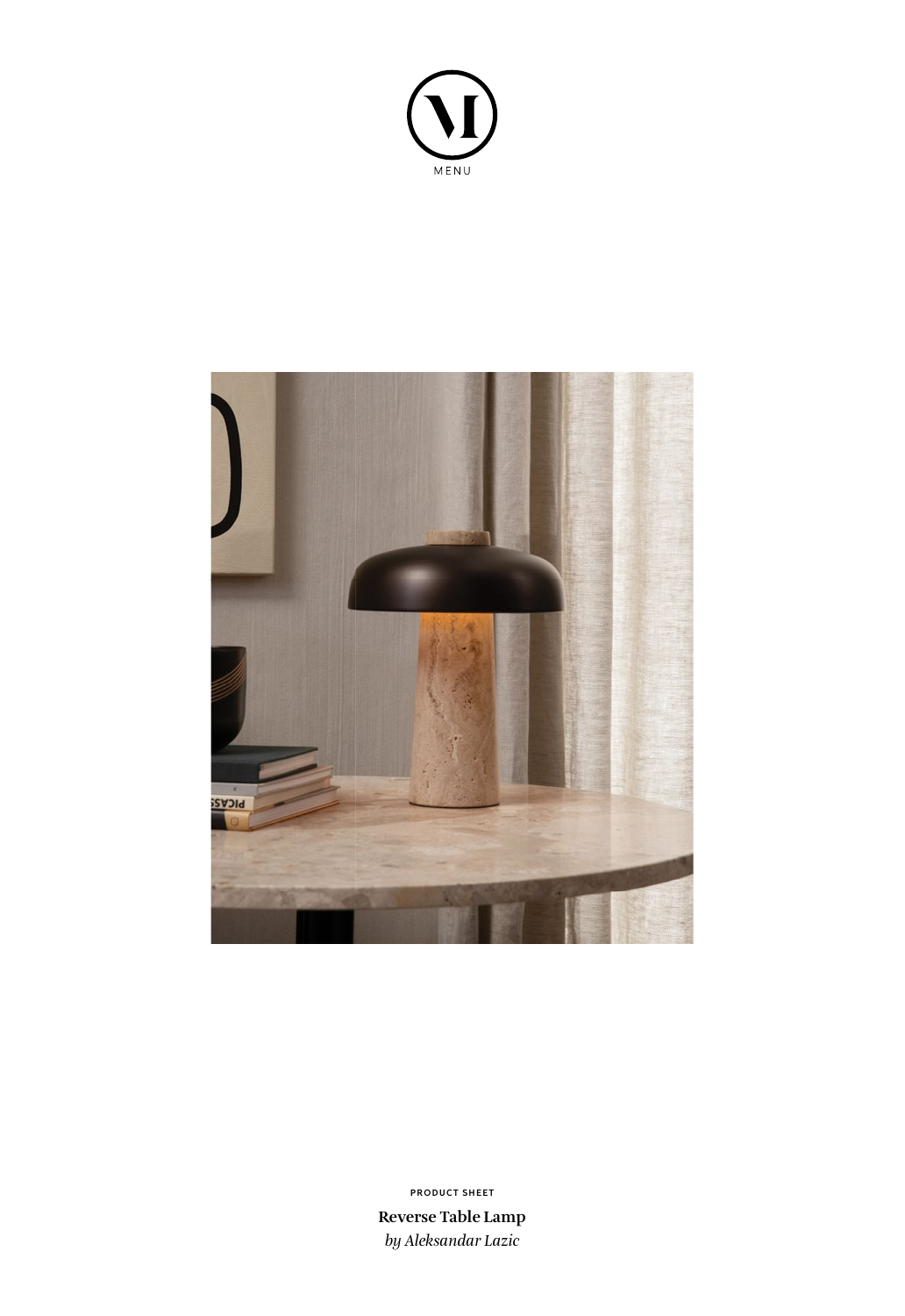MENU

PRODUCT SHEET

**Reverse Table Lamp**

*by Aleksandar Lazic*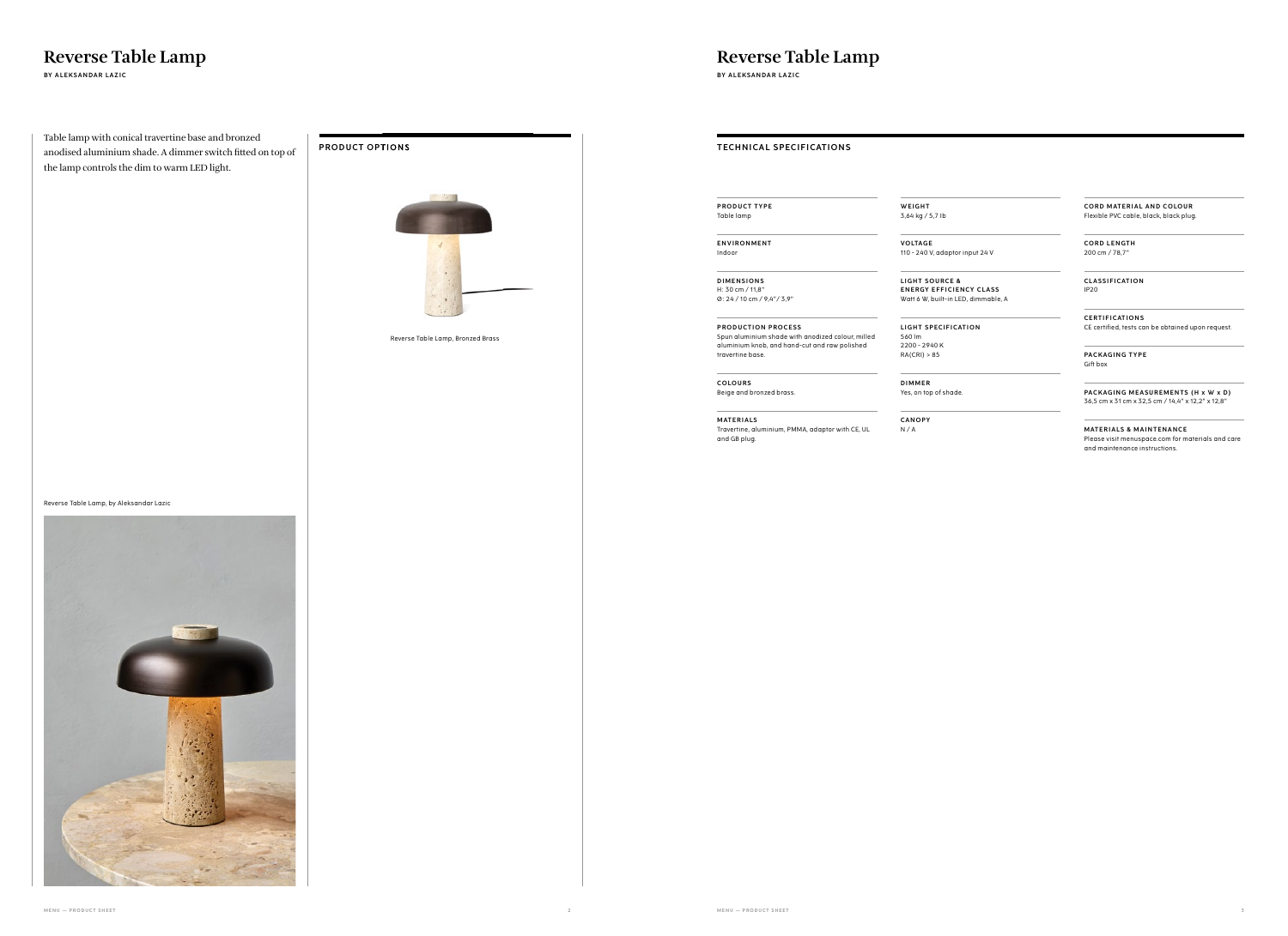# Reverse Table Lamp

BY ALEKSANDAR LAZIC

Table lamp with conical travertine base and bronzed anodised aluminium shade. A dimmer switch fitted on top of the lamp controls the dim to warm LED light.

Reverse Table Lamp, by Aleksandar Lazic

## PRODUCT OPTIONS

Reverse Table Lamp, Bronzed Brass

# Reverse Table Lamp

BY ALEKSANDAR LAZIC

## TECHNICAL SPECIFICATIONS

**PRODUCT TYPE**
Table lamp

**ENVIRONMENT**
Indoor

**DIMENSIONS**
H: 30 cm / 11,8"
Ø: 24 / 10 cm / 9,4"/ 3,9"

**PRODUCTION PROCESS**
Spun aluminium shade with anodized colour, milled aluminium knob, and hand-cut and raw polished travertine base.

**COLOURS**
Beige and bronzed brass.

**MATERIALS**
Travertine, aluminium, PMMA, adaptor with CE, UL and GB plug.

**WEIGHT**
3,64 kg / 5,7 lb

**VOLTAGE**
110 - 240 V, adaptor input 24 V

**LIGHT SOURCE & ENERGY EFFICIENCY CLASS**
Watt 6 W, built-in LED, dimmable, A

**LIGHT SPECIFICATION**
560 lm
2200 - 2940 K
RA(CRI) > 85

**DIMMER**
Yes, on top of shade.

**CANOPY**
N / A

**CORD MATERIAL AND COLOUR**
Flexible PVC cable, black, black plug.

**CORD LENGTH**
200 cm / 78,7"

**CLASSIFICATION**
IP20

**CERTIFICATIONS**
CE certified, tests can be obtained upon request.

**PACKAGING TYPE**
Gift box

**PACKAGING MEASUREMENTS (H x W x D)**
36,5 cm x 31 cm x 32,5 cm / 14,4" x 12,2" x 12,8"

**MATERIALS & MAINTENANCE**
Please visit menuspace.com for materials and care and maintenance instructions.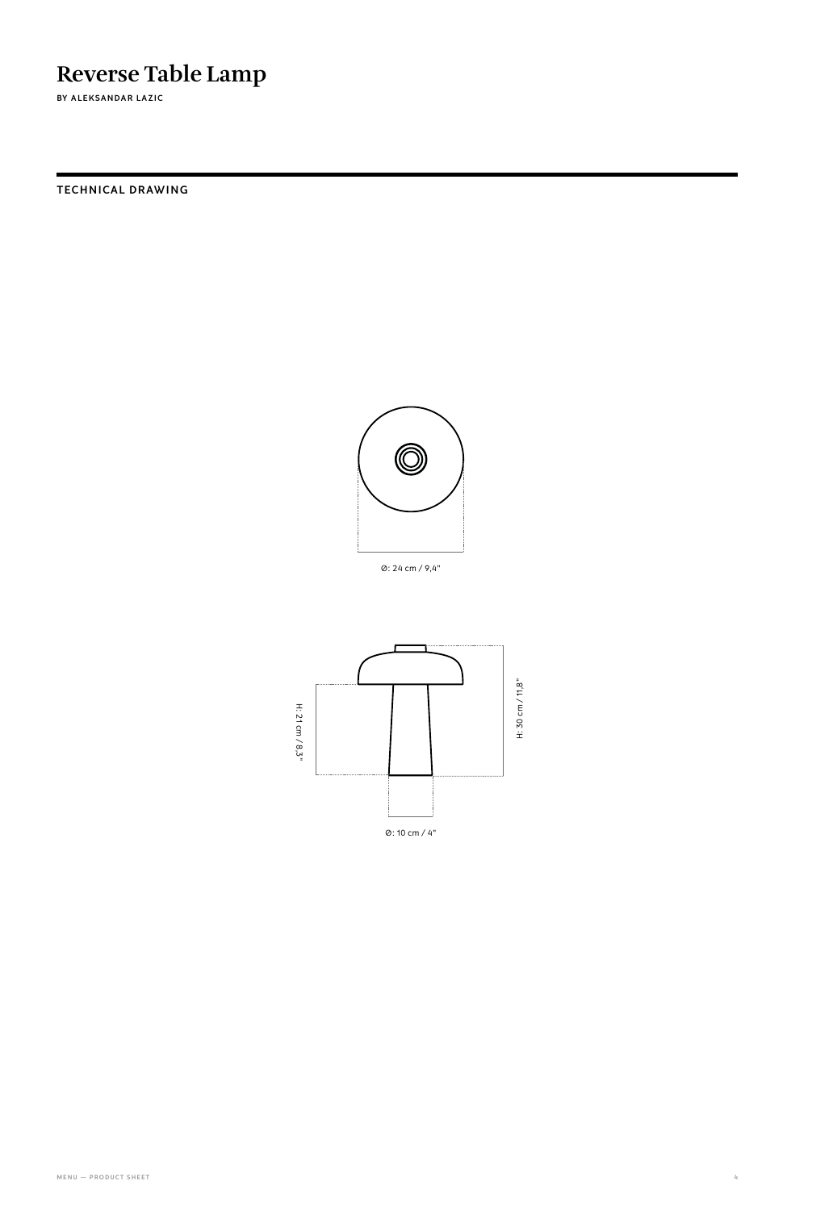# Reverse Table Lamp

**BY ALEKSANDAR LAZIC**

## TECHNICAL DRAWING

Ø: 24 cm / 9,4"

H: 21 cm / 8,3"

H: 30 cm / 11,8"

Ø: 10 cm / 4"